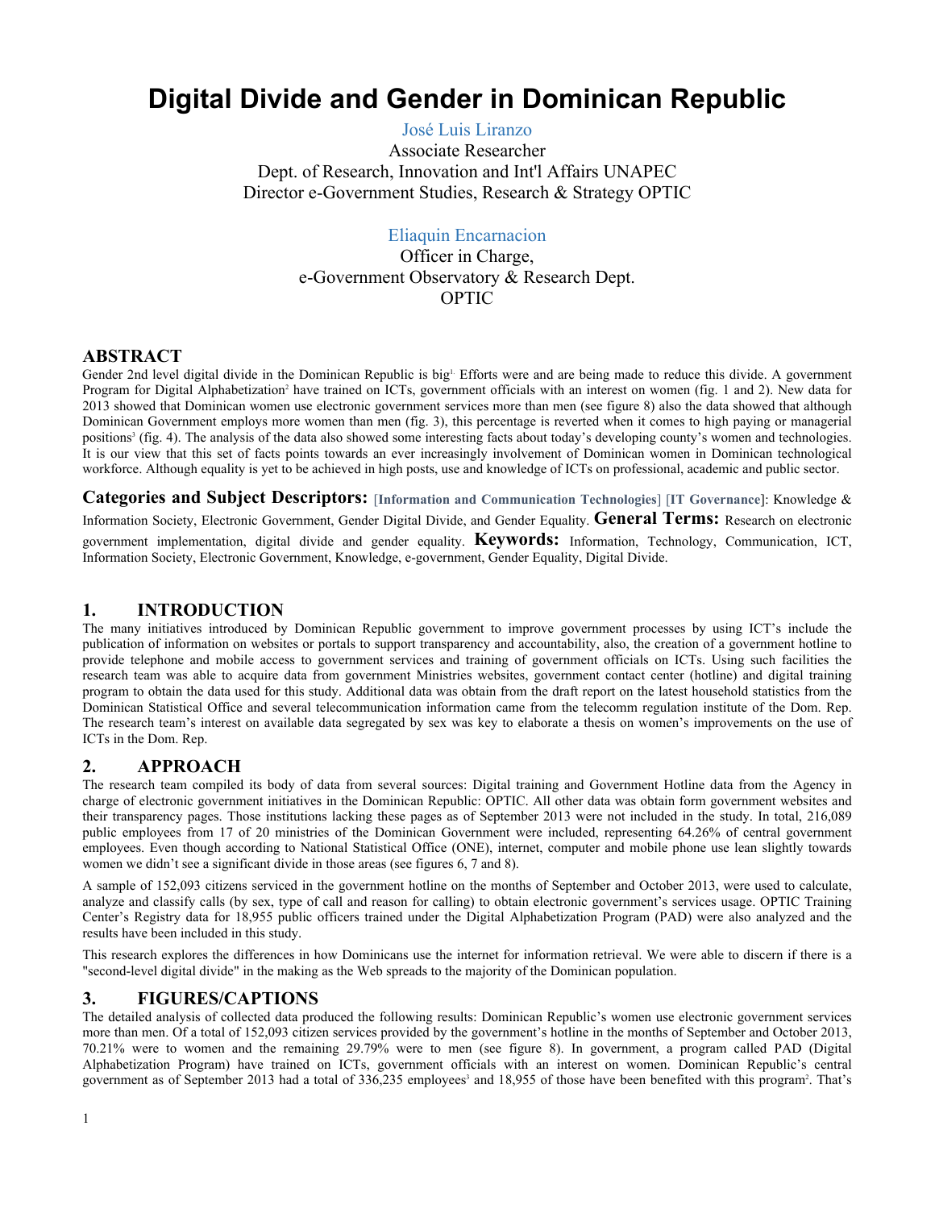# Digital Divide and Gender in Dominican Republic

José Luis Liranzo
Associate Researcher
Dept. of Research, Innovation and Int'l Affairs UNAPEC
Director e-Government Studies, Research & Strategy OPTIC

Eliaquin Encarnacion
Officer in Charge,
e-Government Observatory & Research Dept.
OPTIC

## ABSTRACT

Gender 2nd level digital divide in the Dominican Republic is big[1]. Efforts were and are being made to reduce this divide. A government Program for Digital Alphabetization[2] have trained on ICTs, government officials with an interest on women (fig. 1 and 2). New data for 2013 showed that Dominican women use electronic government services more than men (see figure 8) also the data showed that although Dominican Government employs more women than men (fig. 3), this percentage is reverted when it comes to high paying or managerial positions[3] (fig. 4). The analysis of the data also showed some interesting facts about today's developing county's women and technologies. It is our view that this set of facts points towards an ever increasingly involvement of Dominican women in Dominican technological workforce. Although equality is yet to be achieved in high posts, use and knowledge of ICTs on professional, academic and public sector.

**Categories and Subject Descriptors:** [**Information and Communication Technologies**] [**IT Governance**]: Knowledge & Information Society, Electronic Government, Gender Digital Divide, and Gender Equality. **General Terms:** Research on electronic government implementation, digital divide and gender equality. **Keywords:** Information, Technology, Communication, ICT, Information Society, Electronic Government, Knowledge, e-government, Gender Equality, Digital Divide.

## 1. INTRODUCTION

The many initiatives introduced by Dominican Republic government to improve government processes by using ICT's include the publication of information on websites or portals to support transparency and accountability, also, the creation of a government hotline to provide telephone and mobile access to government services and training of government officials on ICTs. Using such facilities the research team was able to acquire data from government Ministries websites, government contact center (hotline) and digital training program to obtain the data used for this study. Additional data was obtain from the draft report on the latest household statistics from the Dominican Statistical Office and several telecommunication information came from the telecomm regulation institute of the Dom. Rep. The research team's interest on available data segregated by sex was key to elaborate a thesis on women's improvements on the use of ICTs in the Dom. Rep.

## 2. APPROACH

The research team compiled its body of data from several sources: Digital training and Government Hotline data from the Agency in charge of electronic government initiatives in the Dominican Republic: OPTIC. All other data was obtain form government websites and their transparency pages. Those institutions lacking these pages as of September 2013 were not included in the study. In total, 216,089 public employees from 17 of 20 ministries of the Dominican Government were included, representing 64.26% of central government employees. Even though according to National Statistical Office (ONE), internet, computer and mobile phone use lean slightly towards women we didn't see a significant divide in those areas (see figures 6, 7 and 8).

A sample of 152,093 citizens serviced in the government hotline on the months of September and October 2013, were used to calculate, analyze and classify calls (by sex, type of call and reason for calling) to obtain electronic government's services usage. OPTIC Training Center's Registry data for 18,955 public officers trained under the Digital Alphabetization Program (PAD) were also analyzed and the results have been included in this study.

This research explores the differences in how Dominicans use the internet for information retrieval. We were able to discern if there is a "second-level digital divide" in the making as the Web spreads to the majority of the Dominican population.

## 3. FIGURES/CAPTIONS

The detailed analysis of collected data produced the following results: Dominican Republic's women use electronic government services more than men. Of a total of 152,093 citizen services provided by the government's hotline in the months of September and October 2013, 70.21% were to women and the remaining 29.79% were to men (see figure 8). In government, a program called PAD (Digital Alphabetization Program) have trained on ICTs, government officials with an interest on women. Dominican Republic's central government as of September 2013 had a total of 336,235 employees[3] and 18,955 of those have been benefited with this program[2]. That's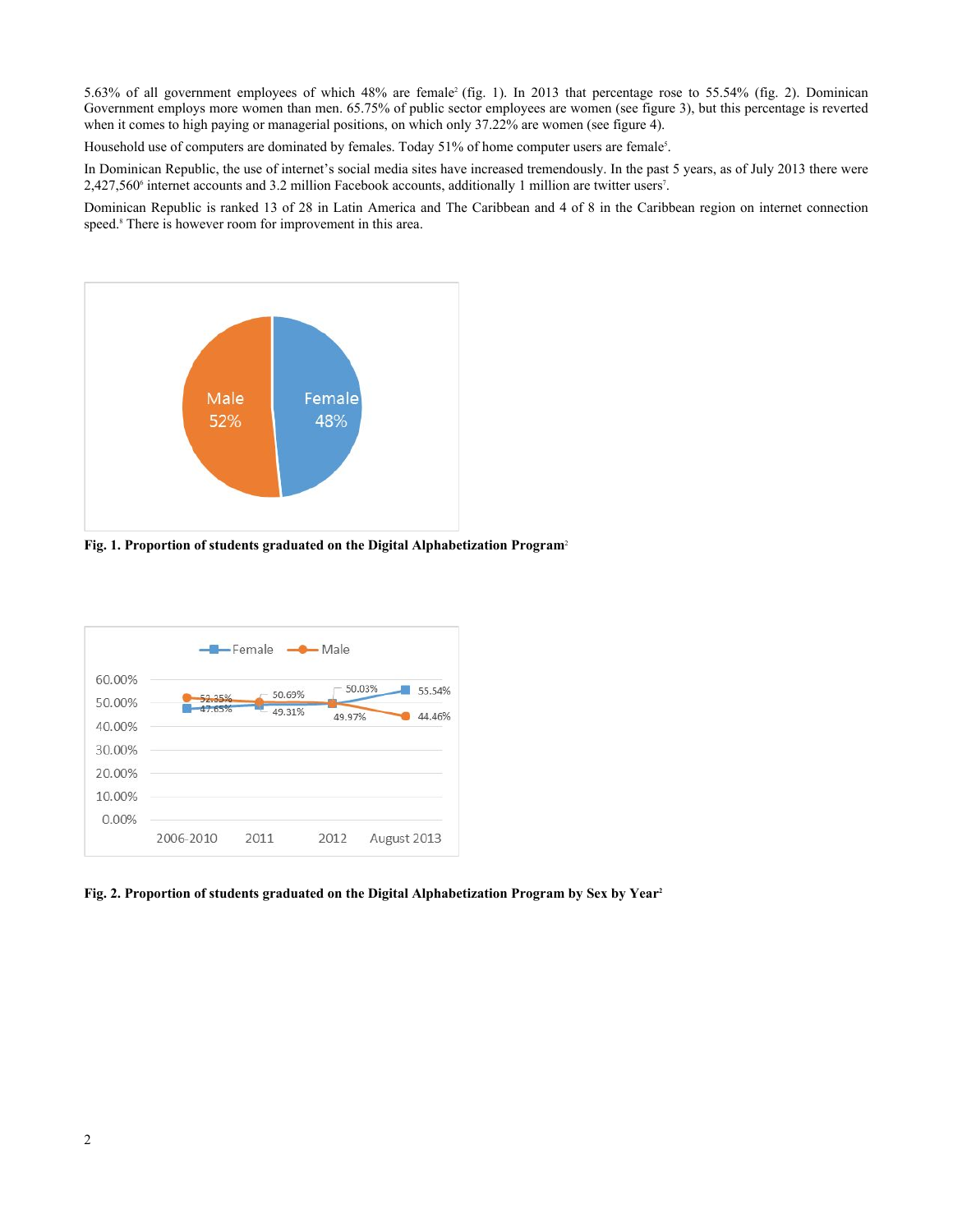5.63% of all government employees of which 48% are female[2] (fig. 1). In 2013 that percentage rose to 55.54% (fig. 2). Dominican Government employs more women than men. 65.75% of public sector employees are women (see figure 3), but this percentage is reverted when it comes to high paying or managerial positions, on which only 37.22% are women (see figure 4).

Household use of computers are dominated by females. Today 51% of home computer users are female[5].

In Dominican Republic, the use of internet's social media sites have increased tremendously. In the past 5 years, as of July 2013 there were 2,427,560[6] internet accounts and 3.2 million Facebook accounts, additionally 1 million are twitter users[7].

Dominican Republic is ranked 13 of 28 in Latin America and The Caribbean and 4 of 8 in the Caribbean region on internet connection speed.[8] There is however room for improvement in this area.

**Fig. 1. Proportion of students graduated on the Digital Alphabetization Program**[2]

**Fig. 2. Proportion of students graduated on the Digital Alphabetization Program by Sex by Year**[2]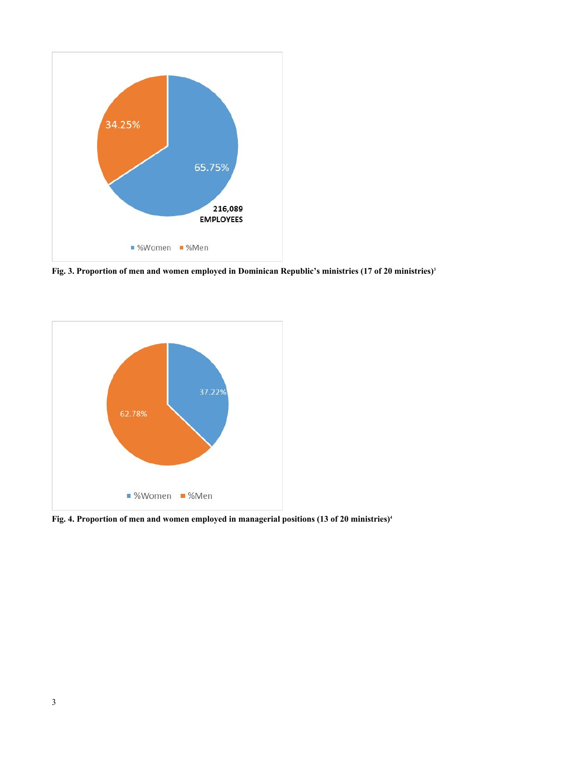Fig. 3. Proportion of men and women employed in Dominican Republic's ministries (17 of 20 ministries)[3]

Fig. 4. Proportion of men and women employed in managerial positions (13 of 20 ministries)[4]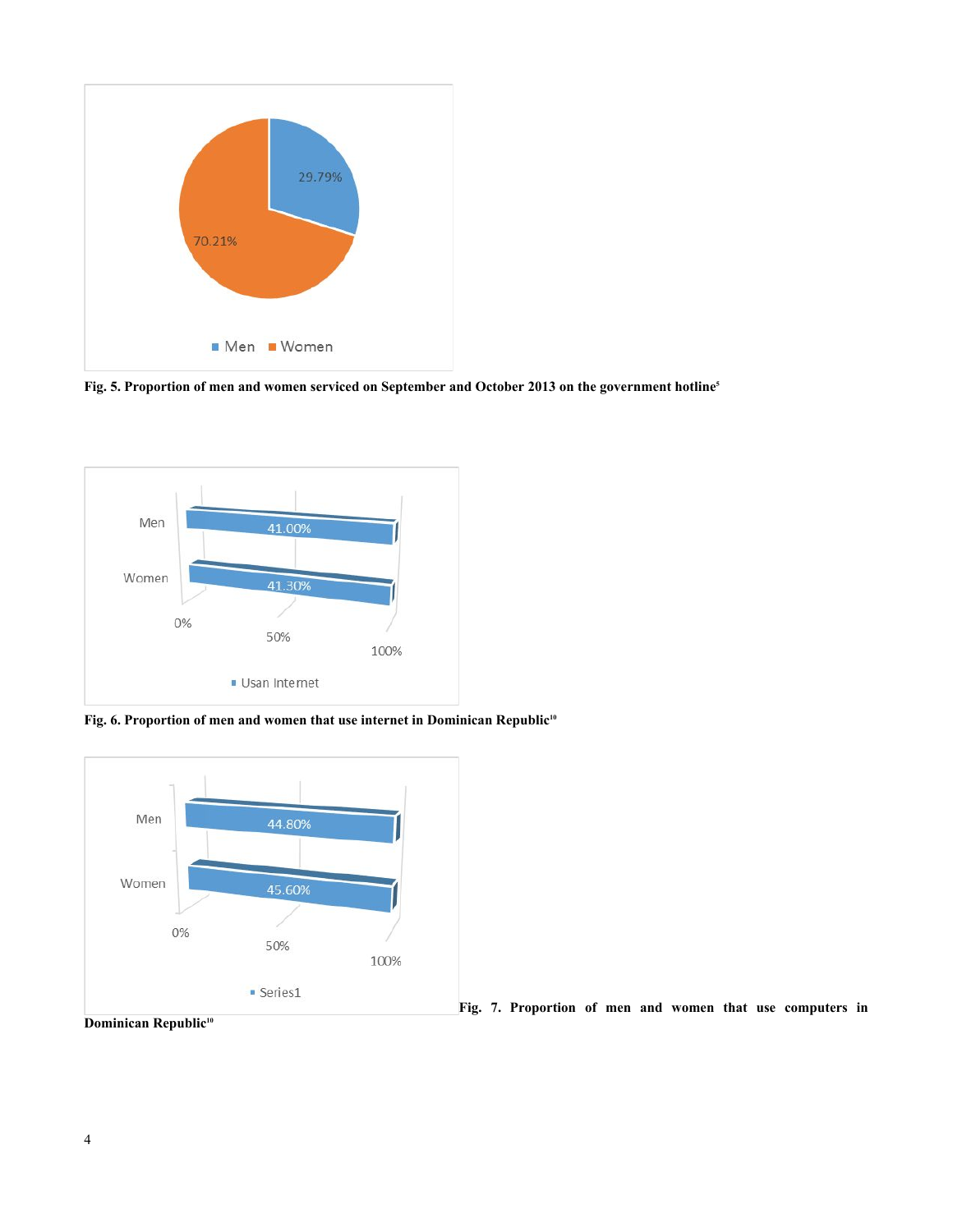Fig. 5. Proportion of men and women serviced on September and October 2013 on the government hotline[5]

Fig. 6. Proportion of men and women that use internet in Dominican Republic[10]

Fig. 7. Proportion of men and women that use computers in Dominican Republic[10]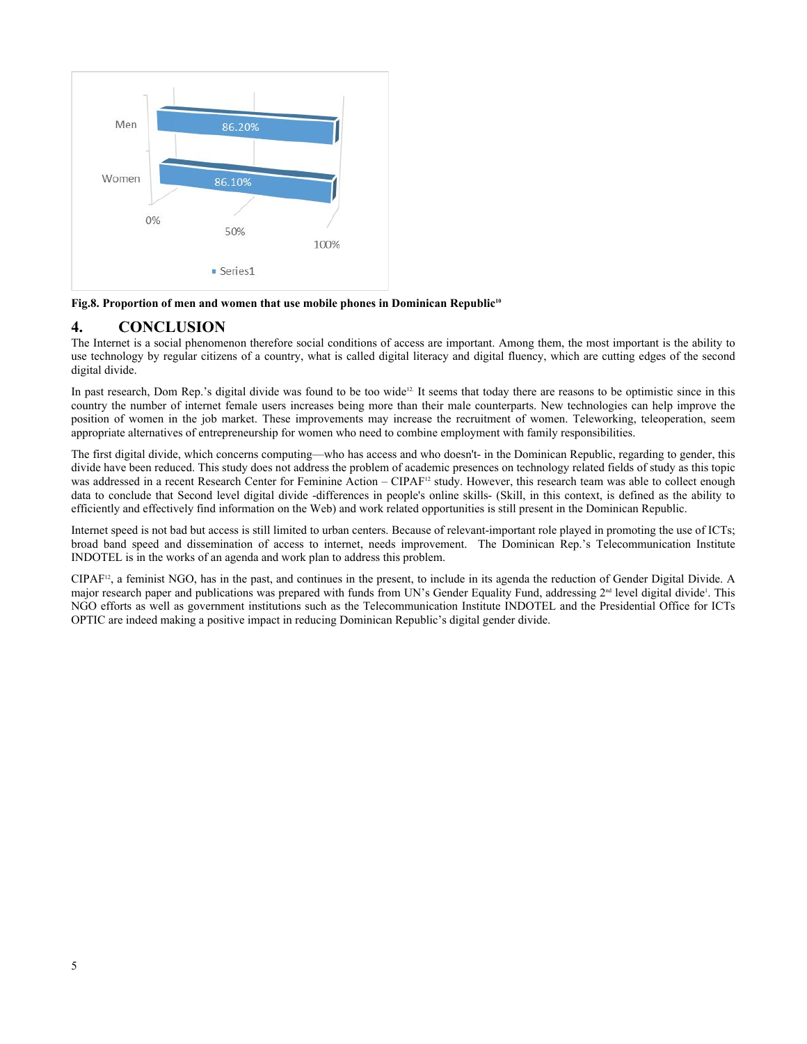Fig.8. Proportion of men and women that use mobile phones in Dominican Republic[10]

## 4. CONCLUSION

The Internet is a social phenomenon therefore social conditions of access are important. Among them, the most important is the ability to use technology by regular citizens of a country, what is called digital literacy and digital fluency, which are cutting edges of the second digital divide.

In past research, Dom Rep.'s digital divide was found to be too wide[12]. It seems that today there are reasons to be optimistic since in this country the number of internet female users increases being more than their male counterparts. New technologies can help improve the position of women in the job market. These improvements may increase the recruitment of women. Teleworking, teleoperation, seem appropriate alternatives of entrepreneurship for women who need to combine employment with family responsibilities.

The first digital divide, which concerns computing—who has access and who doesn't- in the Dominican Republic, regarding to gender, this divide have been reduced. This study does not address the problem of academic presences on technology related fields of study as this topic was addressed in a recent Research Center for Feminine Action – CIPAF[12] study. However, this research team was able to collect enough data to conclude that Second level digital divide -differences in people's online skills- (Skill, in this context, is defined as the ability to efficiently and effectively find information on the Web) and work related opportunities is still present in the Dominican Republic.

Internet speed is not bad but access is still limited to urban centers. Because of relevant-important role played in promoting the use of ICTs; broad band speed and dissemination of access to internet, needs improvement. The Dominican Rep.'s Telecommunication Institute INDOTEL is in the works of an agenda and work plan to address this problem.

CIPAF[12], a feminist NGO, has in the past, and continues in the present, to include in its agenda the reduction of Gender Digital Divide. A major research paper and publications was prepared with funds from UN's Gender Equality Fund, addressing 2nd level digital divide[1]. This NGO efforts as well as government institutions such as the Telecommunication Institute INDOTEL and the Presidential Office for ICTs OPTIC are indeed making a positive impact in reducing Dominican Republic's digital gender divide.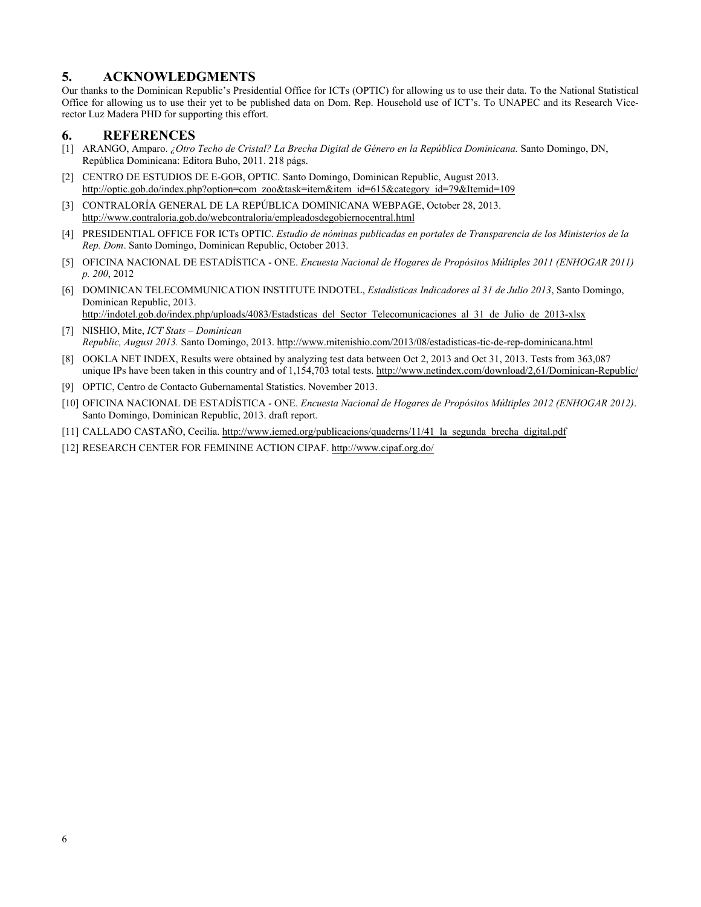## 5. ACKNOWLEDGMENTS

Our thanks to the Dominican Republic's Presidential Office for ICTs (OPTIC) for allowing us to use their data. To the National Statistical Office for allowing us to use their yet to be published data on Dom. Rep. Household use of ICT's. To UNAPEC and its Research Vice-rector Luz Madera PHD for supporting this effort.

## 6. REFERENCES

[1] ARANGO, Amparo. *¿Otro Techo de Cristal? La Brecha Digital de Género en la República Dominicana.* Santo Domingo, DN, República Dominicana: Editora Buho, 2011. 218 págs.

[2] CENTRO DE ESTUDIOS DE E-GOB, OPTIC. Santo Domingo, Dominican Republic, August 2013. http://optic.gob.do/index.php?option=com_zoo&task=item&item_id=615&category_id=79&Itemid=109

[3] CONTRALORÍA GENERAL DE LA REPÚBLICA DOMINICANA WEBPAGE, October 28, 2013. http://www.contraloria.gob.do/webcontraloria/empleadosdegobiernocentral.html

[4] PRESIDENTIAL OFFICE FOR ICTs OPTIC. *Estudio de nóminas publicadas en portales de Transparencia de los Ministerios de la Rep. Dom*. Santo Domingo, Dominican Republic, October 2013.

[5] OFICINA NACIONAL DE ESTADÍSTICA - ONE. *Encuesta Nacional de Hogares de Propósitos Múltiples 2011 (ENHOGAR 2011) p. 200*, 2012

[6] DOMINICAN TELECOMMUNICATION INSTITUTE INDOTEL, *Estadísticas Indicadores al 31 de Julio 2013*, Santo Domingo, Dominican Republic, 2013. http://indotel.gob.do/index.php/uploads/4083/Estadsticas_del_Sector_Telecomunicaciones_al_31_de_Julio_de_2013-xlsx

[7] NISHIO, Mite, *ICT Stats – Dominican Republic, August 2013.* Santo Domingo, 2013. http://www.mitenishio.com/2013/08/estadisticas-tic-de-rep-dominicana.html

[8] OOKLA NET INDEX, Results were obtained by analyzing test data between Oct 2, 2013 and Oct 31, 2013. Tests from 363,087 unique IPs have been taken in this country and of 1,154,703 total tests. http://www.netindex.com/download/2,61/Dominican-Republic/

[9] OPTIC, Centro de Contacto Gubernamental Statistics. November 2013.

[10] OFICINA NACIONAL DE ESTADÍSTICA - ONE. *Encuesta Nacional de Hogares de Propósitos Múltiples 2012 (ENHOGAR 2012)*. Santo Domingo, Dominican Republic, 2013. draft report.

[11] CALLADO CASTAÑO, Cecilia. http://www.iemed.org/publicacions/quaderns/11/41_la_segunda_brecha_digital.pdf

[12] RESEARCH CENTER FOR FEMININE ACTION CIPAF. http://www.cipaf.org.do/